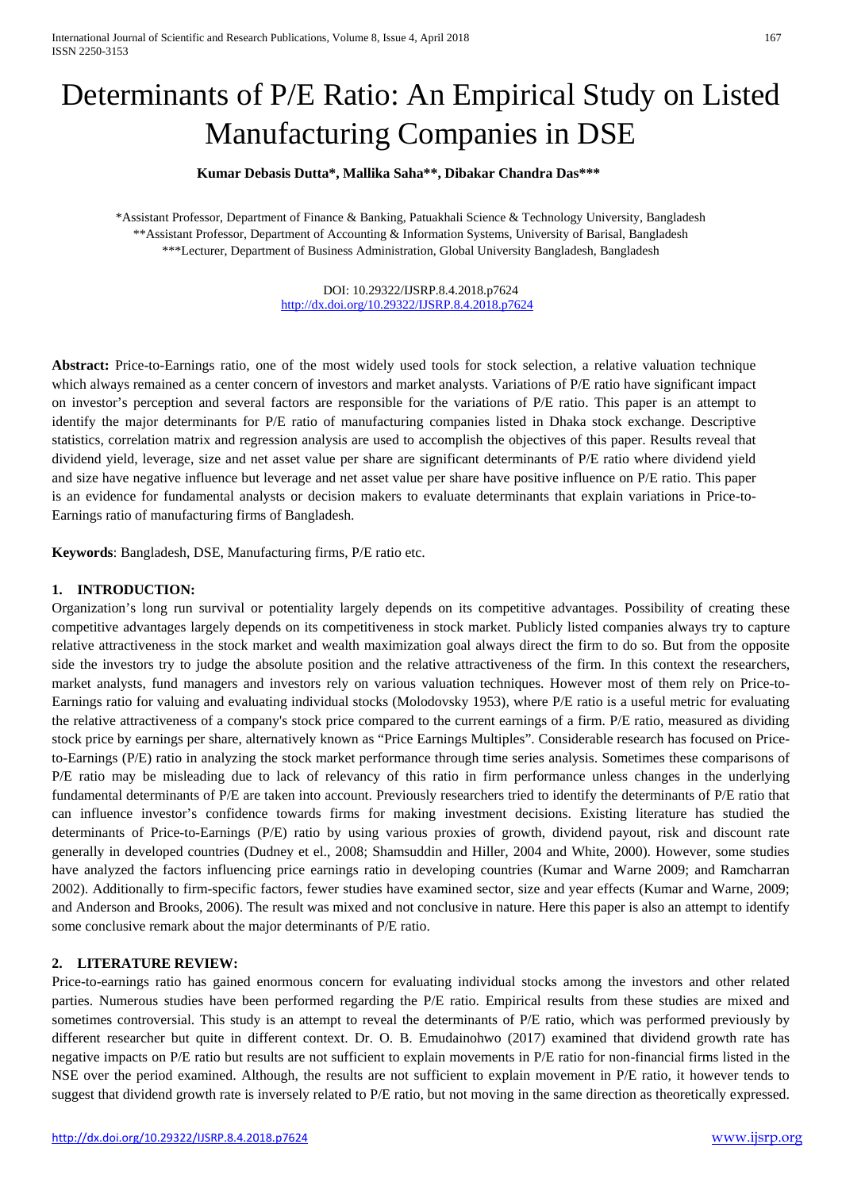# Determinants of P/E Ratio: An Empirical Study on Listed Manufacturing Companies in DSE

**Kumar Debasis Dutta*, Mallika Saha**, Dibakar Chandra Das*****

*Assistant Professor, Department of Finance & Banking, Patuakhali Science & Technology University, Bangladesh
**Assistant Professor, Department of Accounting & Information Systems, University of Barisal, Bangladesh
***Lecturer, Department of Business Administration, Global University Bangladesh, Bangladesh

DOI: 10.29322/IJSRP.8.4.2018.p7624
http://dx.doi.org/10.29322/IJSRP.8.4.2018.p7624

**Abstract:** Price-to-Earnings ratio, one of the most widely used tools for stock selection, a relative valuation technique which always remained as a center concern of investors and market analysts. Variations of P/E ratio have significant impact on investor's perception and several factors are responsible for the variations of P/E ratio. This paper is an attempt to identify the major determinants for P/E ratio of manufacturing companies listed in Dhaka stock exchange. Descriptive statistics, correlation matrix and regression analysis are used to accomplish the objectives of this paper. Results reveal that dividend yield, leverage, size and net asset value per share are significant determinants of P/E ratio where dividend yield and size have negative influence but leverage and net asset value per share have positive influence on P/E ratio. This paper is an evidence for fundamental analysts or decision makers to evaluate determinants that explain variations in Price-to-Earnings ratio of manufacturing firms of Bangladesh.

**Keywords**: Bangladesh, DSE, Manufacturing firms, P/E ratio etc.

## 1. INTRODUCTION:

Organization's long run survival or potentiality largely depends on its competitive advantages. Possibility of creating these competitive advantages largely depends on its competitiveness in stock market. Publicly listed companies always try to capture relative attractiveness in the stock market and wealth maximization goal always direct the firm to do so. But from the opposite side the investors try to judge the absolute position and the relative attractiveness of the firm. In this context the researchers, market analysts, fund managers and investors rely on various valuation techniques. However most of them rely on Price-to-Earnings ratio for valuing and evaluating individual stocks (Molodovsky 1953), where P/E ratio is a useful metric for evaluating the relative attractiveness of a company's stock price compared to the current earnings of a firm. P/E ratio, measured as dividing stock price by earnings per share, alternatively known as "Price Earnings Multiples". Considerable research has focused on Price-to-Earnings (P/E) ratio in analyzing the stock market performance through time series analysis. Sometimes these comparisons of P/E ratio may be misleading due to lack of relevancy of this ratio in firm performance unless changes in the underlying fundamental determinants of P/E are taken into account. Previously researchers tried to identify the determinants of P/E ratio that can influence investor's confidence towards firms for making investment decisions. Existing literature has studied the determinants of Price-to-Earnings (P/E) ratio by using various proxies of growth, dividend payout, risk and discount rate generally in developed countries (Dudney et el., 2008; Shamsuddin and Hiller, 2004 and White, 2000). However, some studies have analyzed the factors influencing price earnings ratio in developing countries (Kumar and Warne 2009; and Ramcharran 2002). Additionally to firm-specific factors, fewer studies have examined sector, size and year effects (Kumar and Warne, 2009; and Anderson and Brooks, 2006). The result was mixed and not conclusive in nature. Here this paper is also an attempt to identify some conclusive remark about the major determinants of P/E ratio.

## 2. LITERATURE REVIEW:

Price-to-earnings ratio has gained enormous concern for evaluating individual stocks among the investors and other related parties. Numerous studies have been performed regarding the P/E ratio. Empirical results from these studies are mixed and sometimes controversial. This study is an attempt to reveal the determinants of P/E ratio, which was performed previously by different researcher but quite in different context. Dr. O. B. Emudainohwo (2017) examined that dividend growth rate has negative impacts on P/E ratio but results are not sufficient to explain movements in P/E ratio for non-financial firms listed in the NSE over the period examined. Although, the results are not sufficient to explain movement in P/E ratio, it however tends to suggest that dividend growth rate is inversely related to P/E ratio, but not moving in the same direction as theoretically expressed.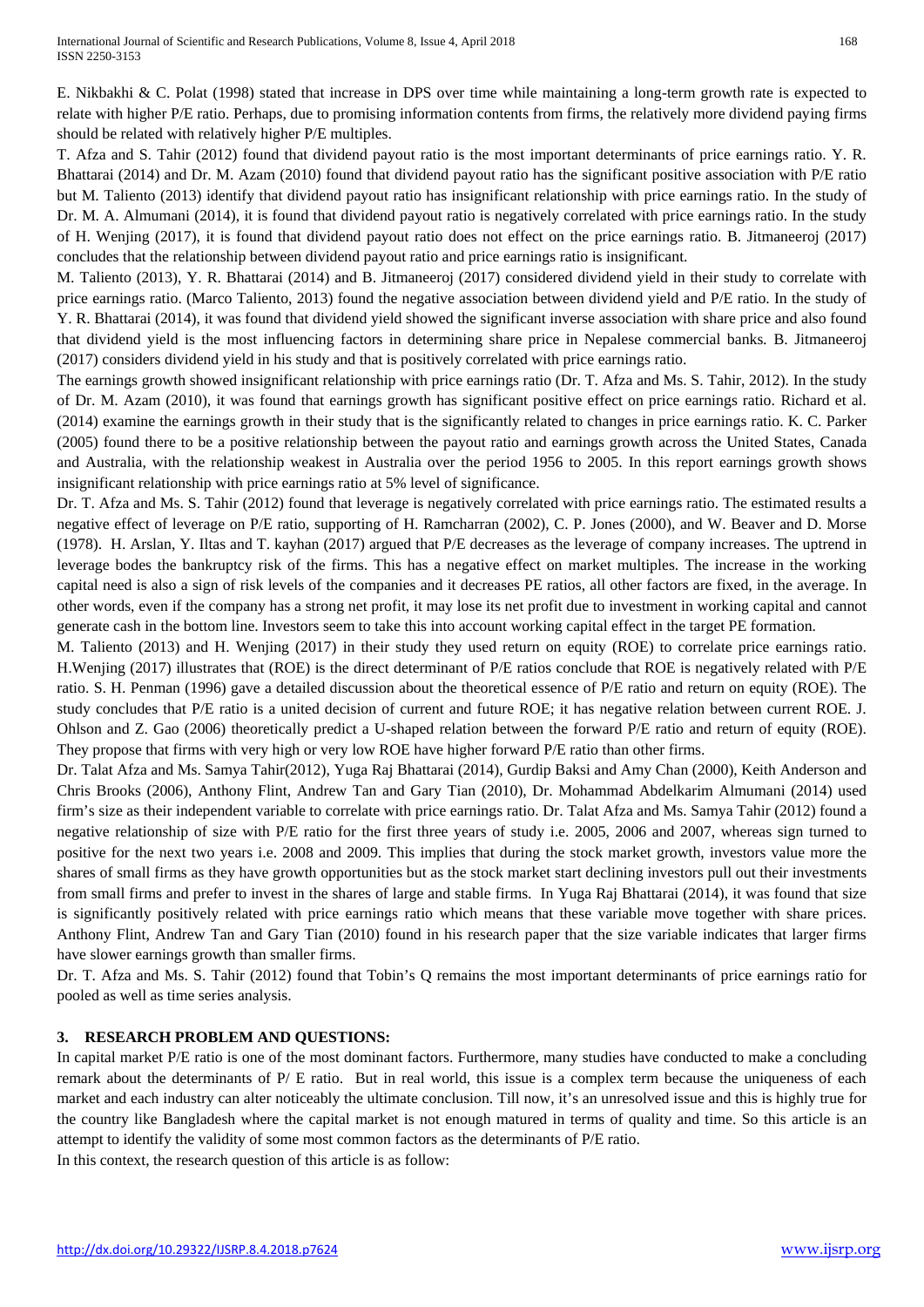E. Nikbakhi & C. Polat (1998) stated that increase in DPS over time while maintaining a long-term growth rate is expected to relate with higher P/E ratio. Perhaps, due to promising information contents from firms, the relatively more dividend paying firms should be related with relatively higher P/E multiples.

T. Afza and S. Tahir (2012) found that dividend payout ratio is the most important determinants of price earnings ratio. Y. R. Bhattarai (2014) and Dr. M. Azam (2010) found that dividend payout ratio has the significant positive association with P/E ratio but M. Taliento (2013) identify that dividend payout ratio has insignificant relationship with price earnings ratio. In the study of Dr. M. A. Almumani (2014), it is found that dividend payout ratio is negatively correlated with price earnings ratio. In the study of H. Wenjing (2017), it is found that dividend payout ratio does not effect on the price earnings ratio. B. Jitmaneeroj (2017) concludes that the relationship between dividend payout ratio and price earnings ratio is insignificant.

M. Taliento (2013), Y. R. Bhattarai (2014) and B. Jitmaneeroj (2017) considered dividend yield in their study to correlate with price earnings ratio. (Marco Taliento, 2013) found the negative association between dividend yield and P/E ratio. In the study of Y. R. Bhattarai (2014), it was found that dividend yield showed the significant inverse association with share price and also found that dividend yield is the most influencing factors in determining share price in Nepalese commercial banks. B. Jitmaneeroj (2017) considers dividend yield in his study and that is positively correlated with price earnings ratio.

The earnings growth showed insignificant relationship with price earnings ratio (Dr. T. Afza and Ms. S. Tahir, 2012). In the study of Dr. M. Azam (2010), it was found that earnings growth has significant positive effect on price earnings ratio. Richard et al. (2014) examine the earnings growth in their study that is the significantly related to changes in price earnings ratio. K. C. Parker (2005) found there to be a positive relationship between the payout ratio and earnings growth across the United States, Canada and Australia, with the relationship weakest in Australia over the period 1956 to 2005. In this report earnings growth shows insignificant relationship with price earnings ratio at 5% level of significance.

Dr. T. Afza and Ms. S. Tahir (2012) found that leverage is negatively correlated with price earnings ratio. The estimated results a negative effect of leverage on P/E ratio, supporting of H. Ramcharran (2002), C. P. Jones (2000), and W. Beaver and D. Morse (1978). H. Arslan, Y. Iltas and T. kayhan (2017) argued that P/E decreases as the leverage of company increases. The uptrend in leverage bodes the bankruptcy risk of the firms. This has a negative effect on market multiples. The increase in the working capital need is also a sign of risk levels of the companies and it decreases PE ratios, all other factors are fixed, in the average. In other words, even if the company has a strong net profit, it may lose its net profit due to investment in working capital and cannot generate cash in the bottom line. Investors seem to take this into account working capital effect in the target PE formation.

M. Taliento (2013) and H. Wenjing (2017) in their study they used return on equity (ROE) to correlate price earnings ratio. H.Wenjing (2017) illustrates that (ROE) is the direct determinant of P/E ratios conclude that ROE is negatively related with P/E ratio. S. H. Penman (1996) gave a detailed discussion about the theoretical essence of P/E ratio and return on equity (ROE). The study concludes that P/E ratio is a united decision of current and future ROE; it has negative relation between current ROE. J. Ohlson and Z. Gao (2006) theoretically predict a U-shaped relation between the forward P/E ratio and return of equity (ROE). They propose that firms with very high or very low ROE have higher forward P/E ratio than other firms.

Dr. Talat Afza and Ms. Samya Tahir(2012), Yuga Raj Bhattarai (2014), Gurdip Baksi and Amy Chan (2000), Keith Anderson and Chris Brooks (2006), Anthony Flint, Andrew Tan and Gary Tian (2010), Dr. Mohammad Abdelkarim Almumani (2014) used firm's size as their independent variable to correlate with price earnings ratio. Dr. Talat Afza and Ms. Samya Tahir (2012) found a negative relationship of size with P/E ratio for the first three years of study i.e. 2005, 2006 and 2007, whereas sign turned to positive for the next two years i.e. 2008 and 2009. This implies that during the stock market growth, investors value more the shares of small firms as they have growth opportunities but as the stock market start declining investors pull out their investments from small firms and prefer to invest in the shares of large and stable firms. In Yuga Raj Bhattarai (2014), it was found that size is significantly positively related with price earnings ratio which means that these variable move together with share prices. Anthony Flint, Andrew Tan and Gary Tian (2010) found in his research paper that the size variable indicates that larger firms have slower earnings growth than smaller firms.

Dr. T. Afza and Ms. S. Tahir (2012) found that Tobin's Q remains the most important determinants of price earnings ratio for pooled as well as time series analysis.

## 3. RESEARCH PROBLEM AND QUESTIONS:

In capital market P/E ratio is one of the most dominant factors. Furthermore, many studies have conducted to make a concluding remark about the determinants of P/ E ratio. But in real world, this issue is a complex term because the uniqueness of each market and each industry can alter noticeably the ultimate conclusion. Till now, it's an unresolved issue and this is highly true for the country like Bangladesh where the capital market is not enough matured in terms of quality and time. So this article is an attempt to identify the validity of some most common factors as the determinants of P/E ratio.

In this context, the research question of this article is as follow: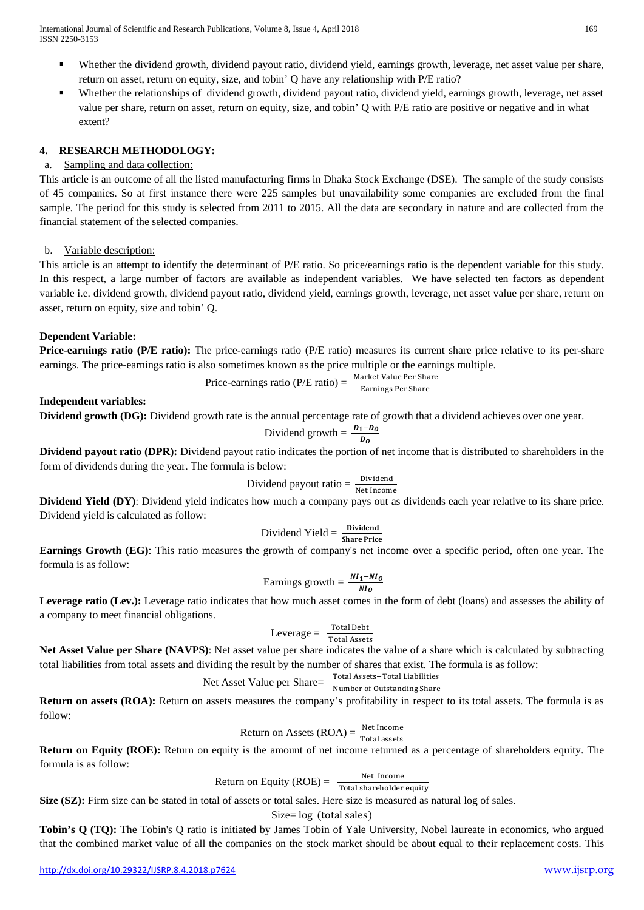- Whether the dividend growth, dividend payout ratio, dividend yield, earnings growth, leverage, net asset value per share, return on asset, return on equity, size, and tobin' Q have any relationship with P/E ratio?
- Whether the relationships of dividend growth, dividend payout ratio, dividend yield, earnings growth, leverage, net asset value per share, return on asset, return on equity, size, and tobin' Q with P/E ratio are positive or negative and in what extent?

## 4. RESEARCH METHODOLOGY:

a. Sampling and data collection:

This article is an outcome of all the listed manufacturing firms in Dhaka Stock Exchange (DSE). The sample of the study consists of 45 companies. So at first instance there were 225 samples but unavailability some companies are excluded from the final sample. The period for this study is selected from 2011 to 2015. All the data are secondary in nature and are collected from the financial statement of the selected companies.

b. Variable description:

This article is an attempt to identify the determinant of P/E ratio. So price/earnings ratio is the dependent variable for this study. In this respect, a large number of factors are available as independent variables. We have selected ten factors as dependent variable i.e. dividend growth, dividend payout ratio, dividend yield, earnings growth, leverage, net asset value per share, return on asset, return on equity, size and tobin' Q.

**Dependent Variable:**

**Price-earnings ratio (P/E ratio):** The price-earnings ratio (P/E ratio) measures its current share price relative to its per-share earnings. The price-earnings ratio is also sometimes known as the price multiple or the earnings multiple.

$$\text{Price-earnings ratio (P/E ratio)} = \frac{\text{Market Value Per Share}}{\text{Earnings Per Share}}$$

**Independent variables:**

**Dividend growth (DG):** Dividend growth rate is the annual percentage rate of growth that a dividend achieves over one year.

$$\text{Dividend growth} = \frac{D_1 - D_O}{D_O}$$

**Dividend payout ratio (DPR):** Dividend payout ratio indicates the portion of net income that is distributed to shareholders in the form of dividends during the year. The formula is below:

$$\text{Dividend payout ratio} = \frac{\text{Dividend}}{\text{Net Income}}$$

**Dividend Yield (DY)**: Dividend yield indicates how much a company pays out as dividends each year relative to its share price. Dividend yield is calculated as follow:

$$\text{Dividend Yield} = \frac{\textbf{Dividend}}{\textbf{Share Price}}$$

**Earnings Growth (EG)**: This ratio measures the growth of company's net income over a specific period, often one year. The formula is as follow:

$$\text{Earnings growth} = \frac{NI_1 - NI_O}{NI_O}$$

**Leverage ratio (Lev.):** Leverage ratio indicates that how much asset comes in the form of debt (loans) and assesses the ability of a company to meet financial obligations.

$$\text{Leverage} = \frac{\text{Total Debt}}{\text{Total Assets}}$$

**Net Asset Value per Share (NAVPS)**: Net asset value per share indicates the value of a share which is calculated by subtracting total liabilities from total assets and dividing the result by the number of shares that exist. The formula is as follow:

$$\text{Net Asset Value per Share} = \frac{\text{Total Assets} - \text{Total Liabilities}}{\text{Number of Outstanding Share}}$$

**Return on assets (ROA):** Return on assets measures the company's profitability in respect to its total assets. The formula is as follow:

$$\text{Return on Assets (ROA)} = \frac{\text{Net Income}}{\text{Total assets}}$$

**Return on Equity (ROE):** Return on equity is the amount of net income returned as a percentage of shareholders equity. The formula is as follow:

$$\text{Return on Equity (ROE)} = \frac{\text{Net Income}}{\text{Total shareholder equity}}$$

**Size (SZ):** Firm size can be stated in total of assets or total sales. Here size is measured as natural log of sales.

$$\text{Size} = \log\ (\text{total sales})$$

**Tobin's Q (TQ):** The Tobin's Q ratio is initiated by James Tobin of Yale University, Nobel laureate in economics, who argued that the combined market value of all the companies on the stock market should be about equal to their replacement costs. This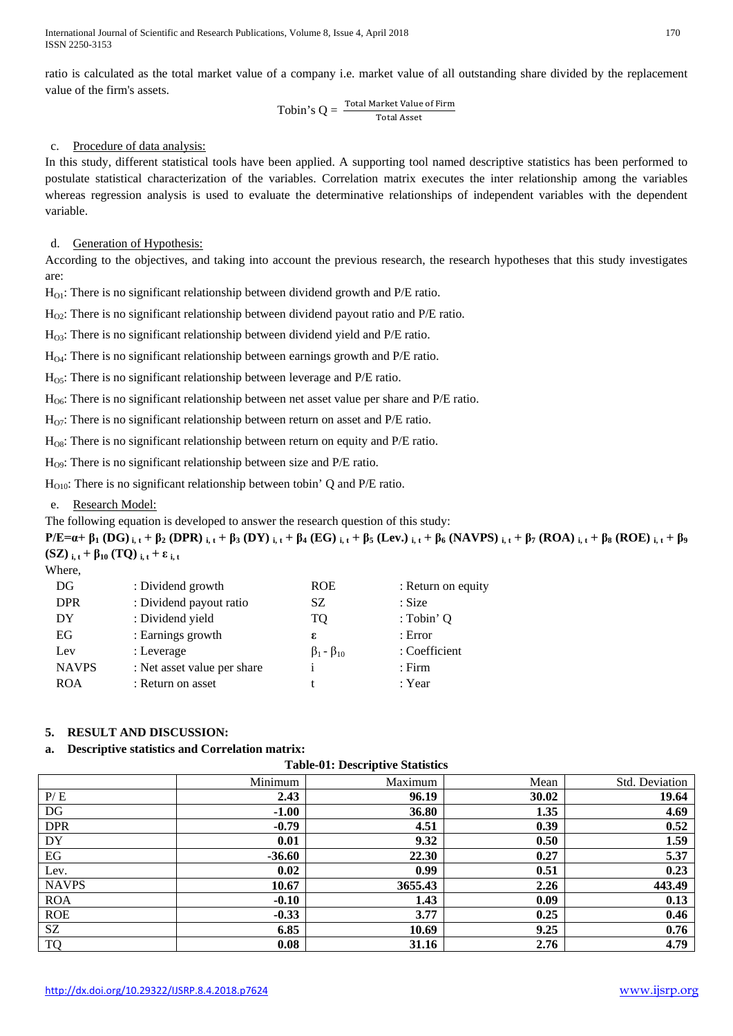ratio is calculated as the total market value of a company i.e. market value of all outstanding share divided by the replacement value of the firm's assets.

$$\text{Tobin's Q} = \frac{\text{Total Market Value of Firm}}{\text{Total Asset}}$$

c. Procedure of data analysis:

In this study, different statistical tools have been applied. A supporting tool named descriptive statistics has been performed to postulate statistical characterization of the variables. Correlation matrix executes the inter relationship among the variables whereas regression analysis is used to evaluate the determinative relationships of independent variables with the dependent variable.

d. Generation of Hypothesis:

According to the objectives, and taking into account the previous research, the research hypotheses that this study investigates are:

$H_{O1}$: There is no significant relationship between dividend growth and P/E ratio.

$H_{O2}$: There is no significant relationship between dividend payout ratio and P/E ratio.

$H_{O3}$: There is no significant relationship between dividend yield and P/E ratio.

$H_{O4}$: There is no significant relationship between earnings growth and P/E ratio.

$H_{O5}$: There is no significant relationship between leverage and P/E ratio.

$H_{O6}$: There is no significant relationship between net asset value per share and P/E ratio.

$H_{O7}$: There is no significant relationship between return on asset and P/E ratio.

$H_{O8}$: There is no significant relationship between return on equity and P/E ratio.

$H_{O9}$: There is no significant relationship between size and P/E ratio.

$H_{O10}$: There is no significant relationship between tobin' Q and P/E ratio.

e. Research Model:

The following equation is developed to answer the research question of this study:

$$P/E = \alpha + \beta_1 (DG)_{i,t} + \beta_2 (DPR)_{i,t} + \beta_3 (DY)_{i,t} + \beta_4 (EG)_{i,t} + \beta_5 (Lev.)_{i,t} + \beta_6 (NAVPS)_{i,t} + \beta_7 (ROA)_{i,t} + \beta_8 (ROE)_{i,t} + \beta_9 (SZ)_{i,t} + \beta_{10} (TQ)_{i,t} + \varepsilon_{i,t}$$

Where,

| | | | |
|---|---|---|---|
| DG | : Dividend growth | ROE | : Return on equity |
| DPR | : Dividend payout ratio | SZ | : Size |
| DY | : Dividend yield | TQ | : Tobin' Q |
| EG | : Earnings growth | $\varepsilon$ | : Error |
| Lev | : Leverage | $\beta_1 - \beta_{10}$ | : Coefficient |
| NAVPS | : Net asset value per share | i | : Firm |
| ROA | : Return on asset | t | : Year |

## 5. RESULT AND DISCUSSION:

### a. Descriptive statistics and Correlation matrix:

**Table-01: Descriptive Statistics**

| | Minimum | Maximum | Mean | Std. Deviation |
|---|---|---|---|---|
| P/ E | **2.43** | **96.19** | **30.02** | **19.64** |
| DG | **-1.00** | **36.80** | **1.35** | **4.69** |
| DPR | **-0.79** | **4.51** | **0.39** | **0.52** |
| DY | **0.01** | **9.32** | **0.50** | **1.59** |
| EG | **-36.60** | **22.30** | **0.27** | **5.37** |
| Lev. | **0.02** | **0.99** | **0.51** | **0.23** |
| NAVPS | **10.67** | **3655.43** | **2.26** | **443.49** |
| ROA | **-0.10** | **1.43** | **0.09** | **0.13** |
| ROE | **-0.33** | **3.77** | **0.25** | **0.46** |
| SZ | **6.85** | **10.69** | **9.25** | **0.76** |
| TQ | **0.08** | **31.16** | **2.76** | **4.79** |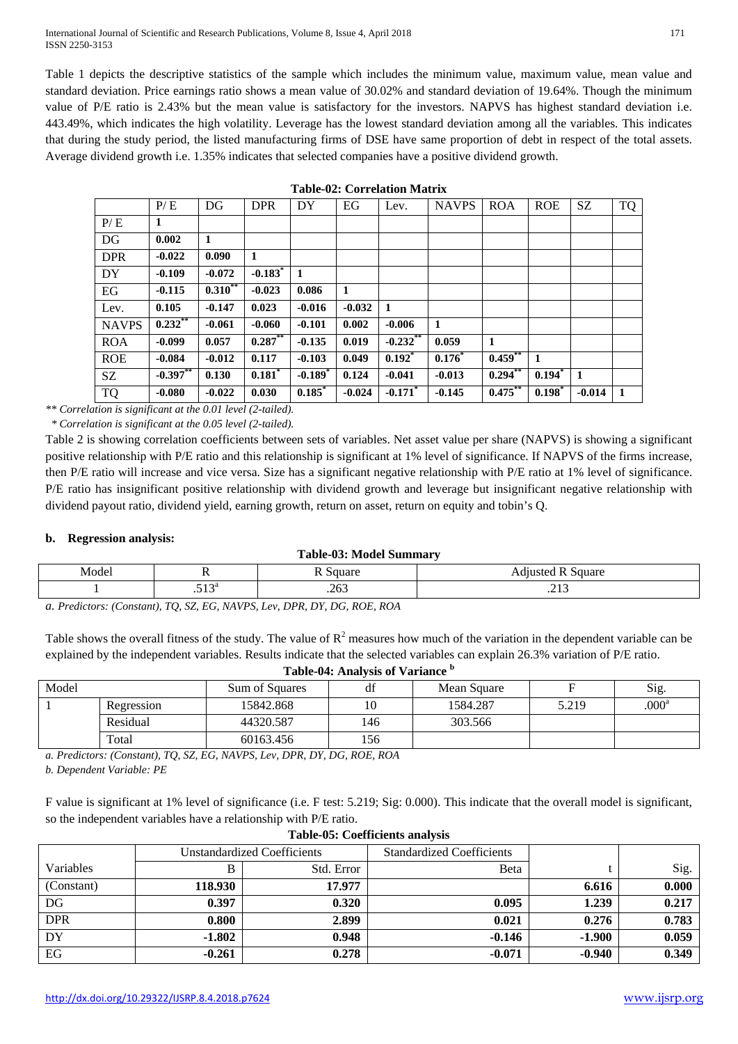Table 1 depicts the descriptive statistics of the sample which includes the minimum value, maximum value, mean value and standard deviation. Price earnings ratio shows a mean value of 30.02% and standard deviation of 19.64%. Though the minimum value of P/E ratio is 2.43% but the mean value is satisfactory for the investors. NAPVS has highest standard deviation i.e. 443.49%, which indicates the high volatility. Leverage has the lowest standard deviation among all the variables. This indicates that during the study period, the listed manufacturing firms of DSE have same proportion of debt in respect of the total assets. Average dividend growth i.e. 1.35% indicates that selected companies have a positive dividend growth.

**Table-02: Correlation Matrix**

| | P/ E | DG | DPR | DY | EG | Lev. | NAVPS | ROA | ROE | SZ | TQ |
|---|---|---|---|---|---|---|---|---|---|---|---|
| P/ E | **1** | | | | | | | | | | |
| DG | **0.002** | **1** | | | | | | | | | |
| DPR | **-0.022** | **0.090** | **1** | | | | | | | | |
| DY | **-0.109** | **-0.072** | **-0.183*** | **1** | | | | | | | |
| EG | **-0.115** | **0.310**** | **-0.023** | **0.086** | **1** | | | | | | |
| Lev. | **0.105** | **-0.147** | **0.023** | **-0.016** | **-0.032** | **1** | | | | | |
| NAVPS | **0.232**** | **-0.061** | **-0.060** | **-0.101** | **0.002** | **-0.006** | **1** | | | | |
| ROA | **-0.099** | **0.057** | **0.287**** | **-0.135** | **0.019** | **-0.232**** | **0.059** | **1** | | | |
| ROE | **-0.084** | **-0.012** | **0.117** | **-0.103** | **0.049** | **0.192*** | **0.176*** | **0.459**** | **1** | | |
| SZ | **-0.397**** | **0.130** | **0.181*** | **-0.189*** | **0.124** | **-0.041** | **-0.013** | **0.294**** | **0.194*** | **1** | |
| TQ | **-0.080** | **-0.022** | **0.030** | **0.185*** | **-0.024** | **-0.171*** | **-0.145** | **0.475**** | **0.198*** | **-0.014** | **1** |

*\*\* Correlation is significant at the 0.01 level (2-tailed).*

*\* Correlation is significant at the 0.05 level (2-tailed).*

Table 2 is showing correlation coefficients between sets of variables. Net asset value per share (NAPVS) is showing a significant positive relationship with P/E ratio and this relationship is significant at 1% level of significance. If NAPVS of the firms increase, then P/E ratio will increase and vice versa. Size has a significant negative relationship with P/E ratio at 1% level of significance. P/E ratio has insignificant positive relationship with dividend growth and leverage but insignificant negative relationship with dividend payout ratio, dividend yield, earning growth, return on asset, return on equity and tobin's Q.

### b. Regression analysis:

**Table-03: Model Summary**

| Model | R | R Square | Adjusted R Square |
|---|---|---|---|
| 1 | .513[a] | .263 | .213 |

*a. Predictors: (Constant), TQ, SZ, EG, NAVPS, Lev, DPR, DY, DG, ROE, ROA*

Table shows the overall fitness of the study. The value of $R^2$ measures how much of the variation in the dependent variable can be explained by the independent variables. Results indicate that the selected variables can explain 26.3% variation of P/E ratio.

**Table-04: Analysis of Variance [b]**

| Model | | Sum of Squares | df | Mean Square | F | Sig. |
|---|---|---|---|---|---|---|
| 1 | Regression | 15842.868 | 10 | 1584.287 | 5.219 | .000[a] |
| | Residual | 44320.587 | 146 | 303.566 | | |
| | Total | 60163.456 | 156 | | | |

*a. Predictors: (Constant), TQ, SZ, EG, NAVPS, Lev, DPR, DY, DG, ROE, ROA*

*b. Dependent Variable: PE*

F value is significant at 1% level of significance (i.e. F test: 5.219; Sig: 0.000). This indicate that the overall model is significant, so the independent variables have a relationship with P/E ratio.

**Table-05: Coefficients analysis**

| | Unstandardized Coefficients | | Standardized Coefficients | | |
|---|---|---|---|---|---|
| Variables | B | Std. Error | Beta | t | Sig. |
| (Constant) | **118.930** | **17.977** | | **6.616** | **0.000** |
| DG | **0.397** | **0.320** | **0.095** | **1.239** | **0.217** |
| DPR | **0.800** | **2.899** | **0.021** | **0.276** | **0.783** |
| DY | **-1.802** | **0.948** | **-0.146** | **-1.900** | **0.059** |
| EG | **-0.261** | **0.278** | **-0.071** | **-0.940** | **0.349** |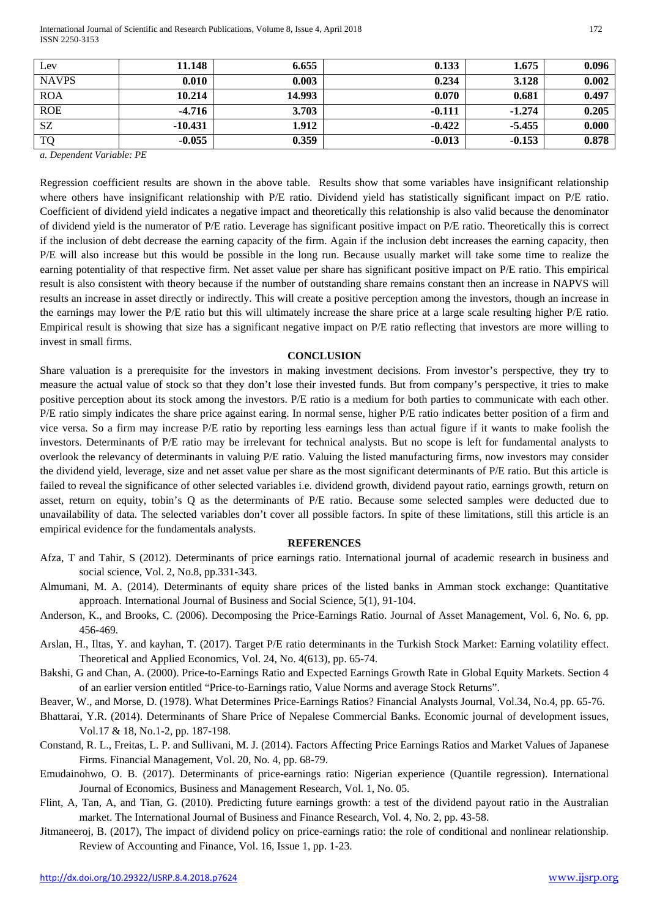| Lev | **11.148** | **6.655** | **0.133** | **1.675** | **0.096** |
|---|---|---|---|---|---|
| NAVPS | **0.010** | **0.003** | **0.234** | **3.128** | **0.002** |
| ROA | **10.214** | **14.993** | **0.070** | **0.681** | **0.497** |
| ROE | **-4.716** | **3.703** | **-0.111** | **-1.274** | **0.205** |
| SZ | **-10.431** | **1.912** | **-0.422** | **-5.455** | **0.000** |
| TQ | **-0.055** | **0.359** | **-0.013** | **-0.153** | **0.878** |

*a. Dependent Variable: PE*

Regression coefficient results are shown in the above table. Results show that some variables have insignificant relationship where others have insignificant relationship with P/E ratio. Dividend yield has statistically significant impact on P/E ratio. Coefficient of dividend yield indicates a negative impact and theoretically this relationship is also valid because the denominator of dividend yield is the numerator of P/E ratio. Leverage has significant positive impact on P/E ratio. Theoretically this is correct if the inclusion of debt decrease the earning capacity of the firm. Again if the inclusion debt increases the earning capacity, then P/E will also increase but this would be possible in the long run. Because usually market will take some time to realize the earning potentiality of that respective firm. Net asset value per share has significant positive impact on P/E ratio. This empirical result is also consistent with theory because if the number of outstanding share remains constant then an increase in NAPVS will results an increase in asset directly or indirectly. This will create a positive perception among the investors, though an increase in the earnings may lower the P/E ratio but this will ultimately increase the share price at a large scale resulting higher P/E ratio. Empirical result is showing that size has a significant negative impact on P/E ratio reflecting that investors are more willing to invest in small firms.

## CONCLUSION

Share valuation is a prerequisite for the investors in making investment decisions. From investor's perspective, they try to measure the actual value of stock so that they don't lose their invested funds. But from company's perspective, it tries to make positive perception about its stock among the investors. P/E ratio is a medium for both parties to communicate with each other. P/E ratio simply indicates the share price against earing. In normal sense, higher P/E ratio indicates better position of a firm and vice versa. So a firm may increase P/E ratio by reporting less earnings less than actual figure if it wants to make foolish the investors. Determinants of P/E ratio may be irrelevant for technical analysts. But no scope is left for fundamental analysts to overlook the relevancy of determinants in valuing P/E ratio. Valuing the listed manufacturing firms, now investors may consider the dividend yield, leverage, size and net asset value per share as the most significant determinants of P/E ratio. But this article is failed to reveal the significance of other selected variables i.e. dividend growth, dividend payout ratio, earnings growth, return on asset, return on equity, tobin's Q as the determinants of P/E ratio. Because some selected samples were deducted due to unavailability of data. The selected variables don't cover all possible factors. In spite of these limitations, still this article is an empirical evidence for the fundamentals analysts.

## REFERENCES

Afza, T and Tahir, S (2012). Determinants of price earnings ratio. International journal of academic research in business and social science, Vol. 2, No.8, pp.331-343.

Almumani, M. A. (2014). Determinants of equity share prices of the listed banks in Amman stock exchange: Quantitative approach. International Journal of Business and Social Science, 5(1), 91-104.

Anderson, K., and Brooks, C. (2006). Decomposing the Price-Earnings Ratio. Journal of Asset Management, Vol. 6, No. 6, pp. 456-469.

Arslan, H., Iltas, Y. and kayhan, T. (2017). Target P/E ratio determinants in the Turkish Stock Market: Earning volatility effect. Theoretical and Applied Economics, Vol. 24, No. 4(613), pp. 65-74.

Bakshi, G and Chan, A. (2000). Price-to-Earnings Ratio and Expected Earnings Growth Rate in Global Equity Markets. Section 4 of an earlier version entitled "Price-to-Earnings ratio, Value Norms and average Stock Returns".

Beaver, W., and Morse, D. (1978). What Determines Price-Earnings Ratios? Financial Analysts Journal, Vol.34, No.4, pp. 65-76.

Bhattarai, Y.R. (2014). Determinants of Share Price of Nepalese Commercial Banks. Economic journal of development issues, Vol.17 & 18, No.1-2, pp. 187-198.

Constand, R. L., Freitas, L. P. and Sullivani, M. J. (2014). Factors Affecting Price Earnings Ratios and Market Values of Japanese Firms. Financial Management, Vol. 20, No. 4, pp. 68-79.

Emudainohwo, O. B. (2017). Determinants of price-earnings ratio: Nigerian experience (Quantile regression). International Journal of Economics, Business and Management Research, Vol. 1, No. 05.

Flint, A, Tan, A, and Tian, G. (2010). Predicting future earnings growth: a test of the dividend payout ratio in the Australian market. The International Journal of Business and Finance Research, Vol. 4, No. 2, pp. 43-58.

Jitmaneeroj, B. (2017), The impact of dividend policy on price-earnings ratio: the role of conditional and nonlinear relationship. Review of Accounting and Finance, Vol. 16, Issue 1, pp. 1-23.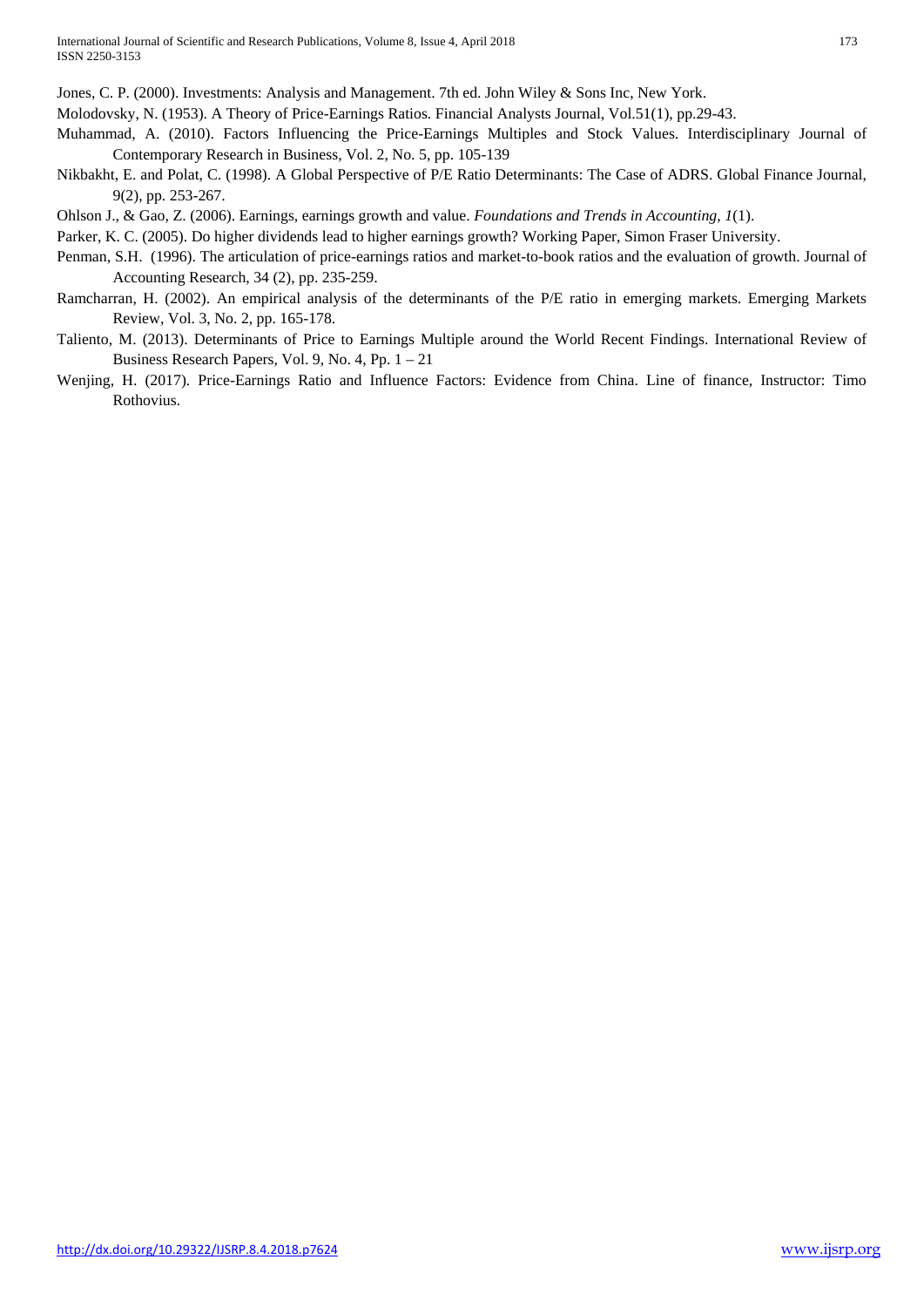Jones, C. P. (2000). Investments: Analysis and Management. 7th ed. John Wiley & Sons Inc, New York.

Molodovsky, N. (1953). A Theory of Price-Earnings Ratios. Financial Analysts Journal, Vol.51(1), pp.29-43.

Muhammad, A. (2010). Factors Influencing the Price-Earnings Multiples and Stock Values. Interdisciplinary Journal of Contemporary Research in Business, Vol. 2, No. 5, pp. 105-139

Nikbakht, E. and Polat, C. (1998). A Global Perspective of P/E Ratio Determinants: The Case of ADRS. Global Finance Journal, 9(2), pp. 253-267.

Ohlson J., & Gao, Z. (2006). Earnings, earnings growth and value. *Foundations and Trends in Accounting, 1*(1).

Parker, K. C. (2005). Do higher dividends lead to higher earnings growth? Working Paper, Simon Fraser University.

Penman, S.H. (1996). The articulation of price-earnings ratios and market-to-book ratios and the evaluation of growth. Journal of Accounting Research, 34 (2), pp. 235-259.

Ramcharran, H. (2002). An empirical analysis of the determinants of the P/E ratio in emerging markets. Emerging Markets Review, Vol. 3, No. 2, pp. 165-178.

Taliento, M. (2013). Determinants of Price to Earnings Multiple around the World Recent Findings. International Review of Business Research Papers, Vol. 9, No. 4, Pp. 1 – 21

Wenjing, H. (2017). Price-Earnings Ratio and Influence Factors: Evidence from China. Line of finance, Instructor: Timo Rothovius.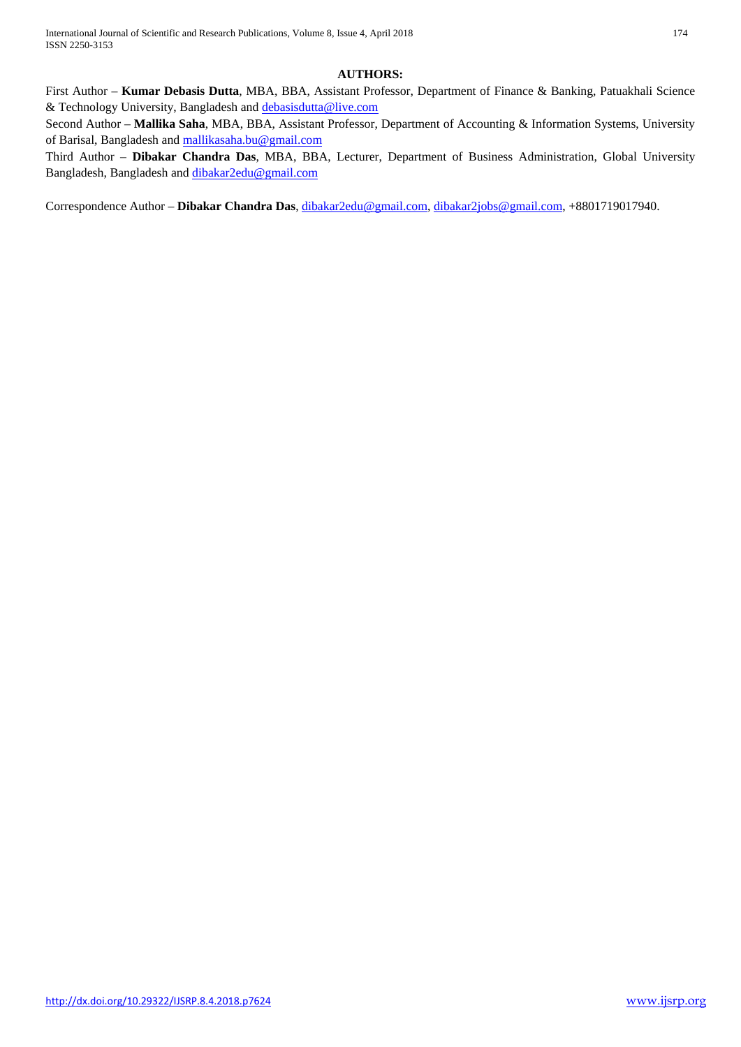**AUTHORS:**

First Author – **Kumar Debasis Dutta**, MBA, BBA, Assistant Professor, Department of Finance & Banking, Patuakhali Science & Technology University, Bangladesh and debasisdutta@live.com

Second Author – **Mallika Saha**, MBA, BBA, Assistant Professor, Department of Accounting & Information Systems, University of Barisal, Bangladesh and mallikasaha.bu@gmail.com

Third Author – **Dibakar Chandra Das**, MBA, BBA, Lecturer, Department of Business Administration, Global University Bangladesh, Bangladesh and dibakar2edu@gmail.com

Correspondence Author – **Dibakar Chandra Das**, dibakar2edu@gmail.com, dibakar2jobs@gmail.com, +8801719017940.